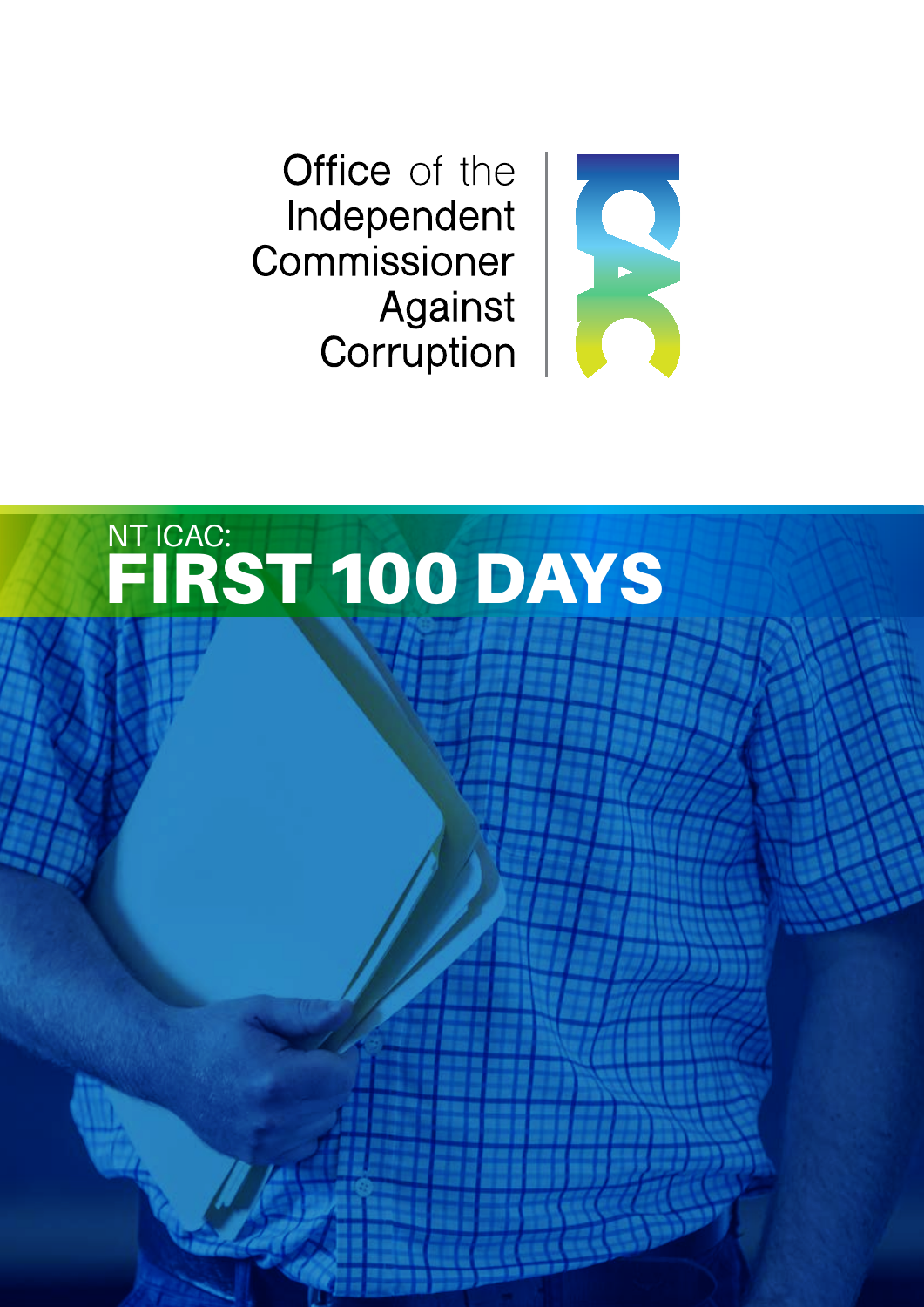Office of the Independent Commissioner Against Corruption

ICAC

NT ICAC:

# FIRST 100 DAYS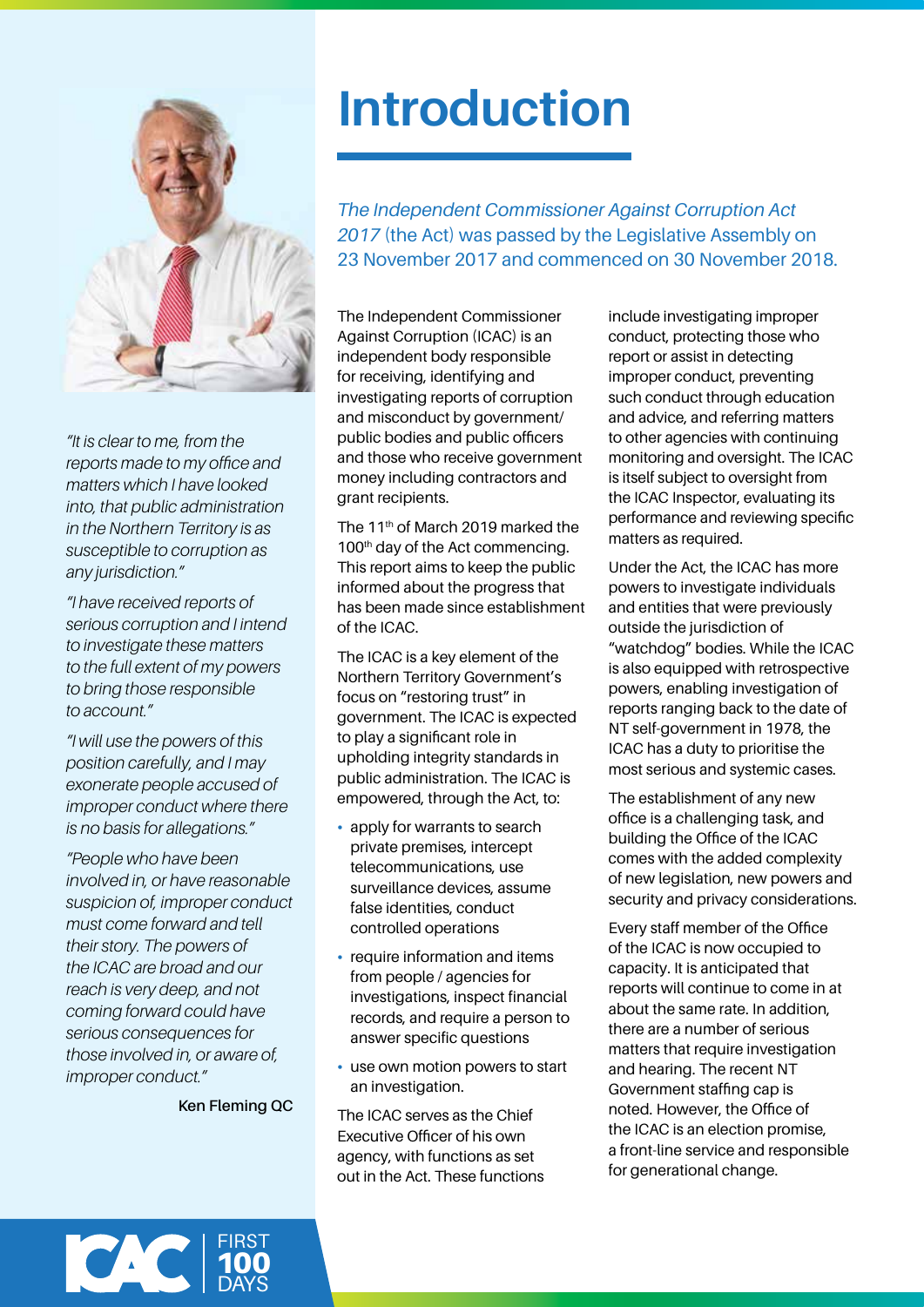# Introduction

*The Independent Commissioner Against Corruption Act 2017* (the Act) was passed by the Legislative Assembly on 23 November 2017 and commenced on 30 November 2018.

*"It is clear to me, from the reports made to my office and matters which I have looked into, that public administration in the Northern Territory is as susceptible to corruption as any jurisdiction."*

*"I have received reports of serious corruption and I intend to investigate these matters to the full extent of my powers to bring those responsible to account."*

*"I will use the powers of this position carefully, and I may exonerate people accused of improper conduct where there is no basis for allegations."*

*"People who have been involved in, or have reasonable suspicion of, improper conduct must come forward and tell their story. The powers of the ICAC are broad and our reach is very deep, and not coming forward could have serious consequences for those involved in, or aware of, improper conduct."*

**Ken Fleming QC**

The Independent Commissioner Against Corruption (ICAC) is an independent body responsible for receiving, identifying and investigating reports of corruption and misconduct by government/ public bodies and public officers and those who receive government money including contractors and grant recipients.

The 11th of March 2019 marked the 100th day of the Act commencing. This report aims to keep the public informed about the progress that has been made since establishment of the ICAC.

The ICAC is a key element of the Northern Territory Government's focus on "restoring trust" in government. The ICAC is expected to play a significant role in upholding integrity standards in public administration. The ICAC is empowered, through the Act, to:

- apply for warrants to search private premises, intercept telecommunications, use surveillance devices, assume false identities, conduct controlled operations
- require information and items from people / agencies for investigations, inspect financial records, and require a person to answer specific questions
- use own motion powers to start an investigation.

The ICAC serves as the Chief Executive Officer of his own agency, with functions as set out in the Act. These functions include investigating improper conduct, protecting those who report or assist in detecting improper conduct, preventing such conduct through education and advice, and referring matters to other agencies with continuing monitoring and oversight. The ICAC is itself subject to oversight from the ICAC Inspector, evaluating its performance and reviewing specific matters as required.

Under the Act, the ICAC has more powers to investigate individuals and entities that were previously outside the jurisdiction of "watchdog" bodies. While the ICAC is also equipped with retrospective powers, enabling investigation of reports ranging back to the date of NT self-government in 1978, the ICAC has a duty to prioritise the most serious and systemic cases.

The establishment of any new office is a challenging task, and building the Office of the ICAC comes with the added complexity of new legislation, new powers and security and privacy considerations.

Every staff member of the Office of the ICAC is now occupied to capacity. It is anticipated that reports will continue to come in at about the same rate. In addition, there are a number of serious matters that require investigation and hearing. The recent NT Government staffing cap is noted. However, the Office of the ICAC is an election promise, a front-line service and responsible for generational change.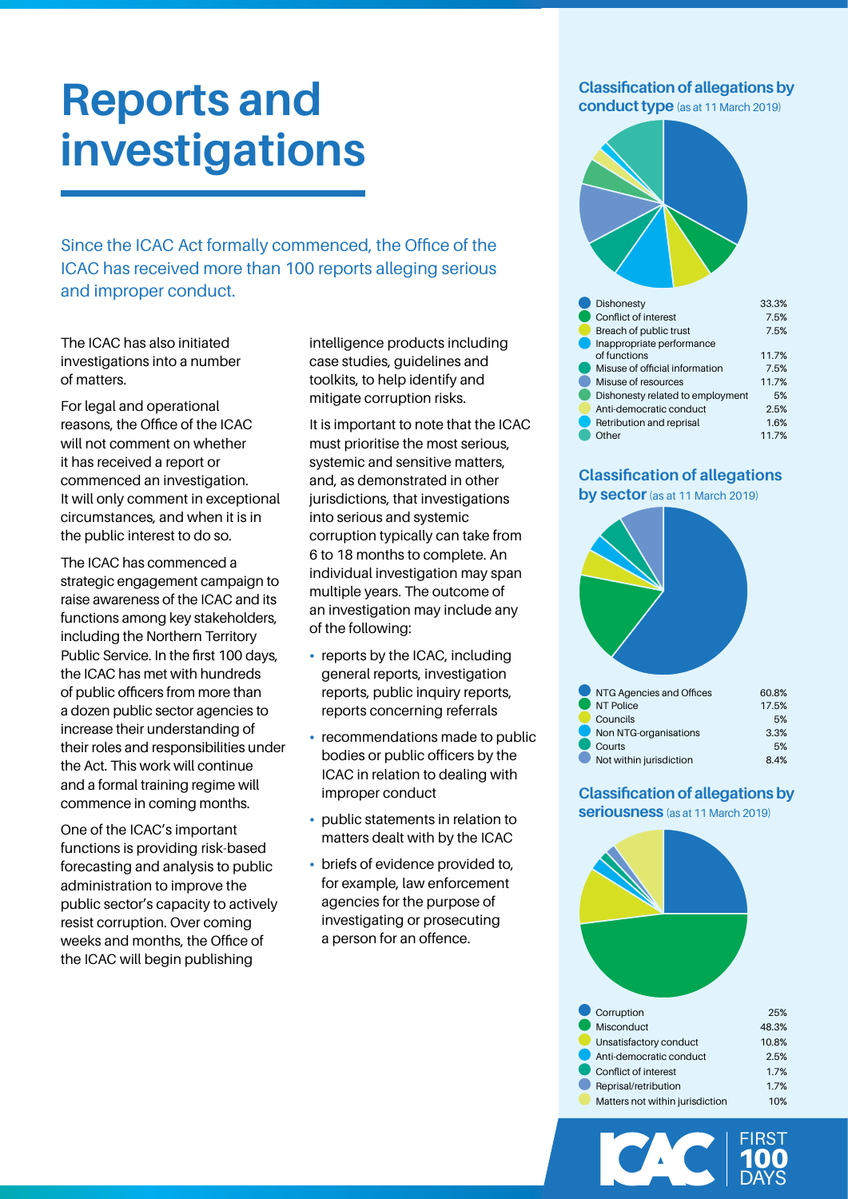# Reports and investigations

Since the ICAC Act formally commenced, the Office of the ICAC has received more than 100 reports alleging serious and improper conduct.

The ICAC has also initiated investigations into a number of matters.

For legal and operational reasons, the Office of the ICAC will not comment on whether it has received a report or commenced an investigation. It will only comment in exceptional circumstances, and when it is in the public interest to do so.

The ICAC has commenced a strategic engagement campaign to raise awareness of the ICAC and its functions among key stakeholders, including the Northern Territory Public Service. In the first 100 days, the ICAC has met with hundreds of public officers from more than a dozen public sector agencies to increase their understanding of their roles and responsibilities under the Act. This work will continue and a formal training regime will commence in coming months.

One of the ICAC's important functions is providing risk-based forecasting and analysis to public administration to improve the public sector's capacity to actively resist corruption. Over coming weeks and months, the Office of the ICAC will begin publishing intelligence products including case studies, guidelines and toolkits, to help identify and mitigate corruption risks.

It is important to note that the ICAC must prioritise the most serious, systemic and sensitive matters, and, as demonstrated in other jurisdictions, that investigations into serious and systemic corruption typically can take from 6 to 18 months to complete. An individual investigation may span multiple years. The outcome of an investigation may include any of the following:

- reports by the ICAC, including general reports, investigation reports, public inquiry reports, reports concerning referrals
- recommendations made to public bodies or public officers by the ICAC in relation to dealing with improper conduct
- public statements in relation to matters dealt with by the ICAC
- briefs of evidence provided to, for example, law enforcement agencies for the purpose of investigating or prosecuting a person for an offence.

### Classification of allegations by conduct type (as at 11 March 2019)

| Conduct type | % |
|---|---|
| Dishonesty | 33.3% |
| Conflict of interest | 7.5% |
| Breach of public trust | 7.5% |
| Inappropriate performance of functions | 11.7% |
| Misuse of official information | 7.5% |
| Misuse of resources | 11.7% |
| Dishonesty related to employment | 5% |
| Anti-democratic conduct | 2.5% |
| Retribution and reprisal | 1.6% |
| Other | 11.7% |

### Classification of allegations by sector (as at 11 March 2019)

| Sector | % |
|---|---|
| NTG Agencies and Offices | 60.8% |
| NT Police | 17.5% |
| Councils | 5% |
| Non NTG-organisations | 3.3% |
| Courts | 5% |
| Not within jurisdiction | 8.4% |

### Classification of allegations by seriousness (as at 11 March 2019)

| Seriousness | % |
|---|---|
| Corruption | 25% |
| Misconduct | 48.3% |
| Unsatisfactory conduct | 10.8% |
| Anti-democratic conduct | 2.5% |
| Conflict of interest | 1.7% |
| Reprisal/retribution | 1.7% |
| Matters not within jurisdiction | 10% |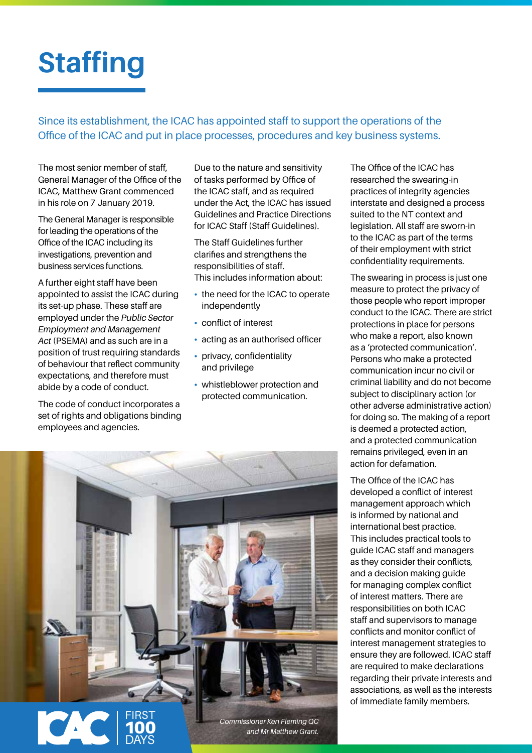# Staffing

Since its establishment, the ICAC has appointed staff to support the operations of the Office of the ICAC and put in place processes, procedures and key business systems.

The most senior member of staff, General Manager of the Office of the ICAC, Matthew Grant commenced in his role on 7 January 2019.

The General Manager is responsible for leading the operations of the Office of the ICAC including its investigations, prevention and business services functions.

A further eight staff have been appointed to assist the ICAC during its set-up phase. These staff are employed under the *Public Sector Employment and Management Act* (PSEMA) and as such are in a position of trust requiring standards of behaviour that reflect community expectations, and therefore must abide by a code of conduct.

The code of conduct incorporates a set of rights and obligations binding employees and agencies.

Due to the nature and sensitivity of tasks performed by Office of the ICAC staff, and as required under the Act, the ICAC has issued Guidelines and Practice Directions for ICAC Staff (Staff Guidelines).

The Staff Guidelines further clarifies and strengthens the responsibilities of staff. This includes information about:

- the need for the ICAC to operate independently
- conflict of interest
- acting as an authorised officer
- privacy, confidentiality and privilege
- whistleblower protection and protected communication.

*Commissioner Ken Fleming QC and Mr Matthew Grant.*

The Office of the ICAC has researched the swearing-in practices of integrity agencies interstate and designed a process suited to the NT context and legislation. All staff are sworn-in to the ICAC as part of the terms of their employment with strict confidentiality requirements.

The swearing in process is just one measure to protect the privacy of those people who report improper conduct to the ICAC. There are strict protections in place for persons who make a report, also known as a 'protected communication'. Persons who make a protected communication incur no civil or criminal liability and do not become subject to disciplinary action (or other adverse administrative action) for doing so. The making of a report is deemed a protected action, and a protected communication remains privileged, even in an action for defamation.

The Office of the ICAC has developed a conflict of interest management approach which is informed by national and international best practice. This includes practical tools to guide ICAC staff and managers as they consider their conflicts, and a decision making guide for managing complex conflict of interest matters. There are responsibilities on both ICAC staff and supervisors to manage conflicts and monitor conflict of interest management strategies to ensure they are followed. ICAC staff are required to make declarations regarding their private interests and associations, as well as the interests of immediate family members.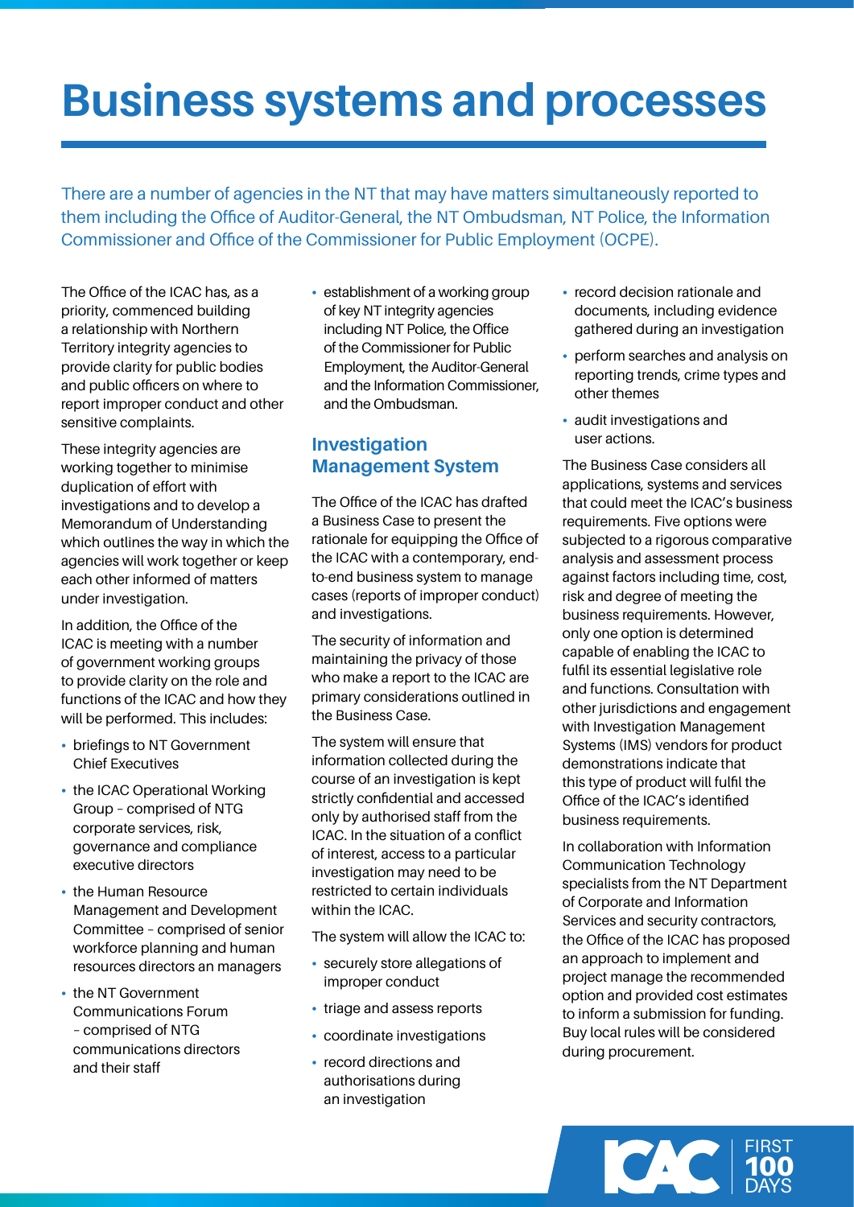# Business systems and processes

There are a number of agencies in the NT that may have matters simultaneously reported to them including the Office of Auditor-General, the NT Ombudsman, NT Police, the Information Commissioner and Office of the Commissioner for Public Employment (OCPE).

The Office of the ICAC has, as a priority, commenced building a relationship with Northern Territory integrity agencies to provide clarity for public bodies and public officers on where to report improper conduct and other sensitive complaints.

These integrity agencies are working together to minimise duplication of effort with investigations and to develop a Memorandum of Understanding which outlines the way in which the agencies will work together or keep each other informed of matters under investigation.

In addition, the Office of the ICAC is meeting with a number of government working groups to provide clarity on the role and functions of the ICAC and how they will be performed. This includes:

- briefings to NT Government Chief Executives
- the ICAC Operational Working Group – comprised of NTG corporate services, risk, governance and compliance executive directors
- the Human Resource Management and Development Committee – comprised of senior workforce planning and human resources directors an managers
- the NT Government Communications Forum – comprised of NTG communications directors and their staff
- establishment of a working group of key NT integrity agencies including NT Police, the Office of the Commissioner for Public Employment, the Auditor-General and the Information Commissioner, and the Ombudsman.

## Investigation Management System

The Office of the ICAC has drafted a Business Case to present the rationale for equipping the Office of the ICAC with a contemporary, end-to-end business system to manage cases (reports of improper conduct) and investigations.

The security of information and maintaining the privacy of those who make a report to the ICAC are primary considerations outlined in the Business Case.

The system will ensure that information collected during the course of an investigation is kept strictly confidential and accessed only by authorised staff from the ICAC. In the situation of a conflict of interest, access to a particular investigation may need to be restricted to certain individuals within the ICAC.

The system will allow the ICAC to:

- securely store allegations of improper conduct
- triage and assess reports
- coordinate investigations
- record directions and authorisations during an investigation
- record decision rationale and documents, including evidence gathered during an investigation
- perform searches and analysis on reporting trends, crime types and other themes
- audit investigations and user actions.

The Business Case considers all applications, systems and services that could meet the ICAC's business requirements. Five options were subjected to a rigorous comparative analysis and assessment process against factors including time, cost, risk and degree of meeting the business requirements. However, only one option is determined capable of enabling the ICAC to fulfil its essential legislative role and functions. Consultation with other jurisdictions and engagement with Investigation Management Systems (IMS) vendors for product demonstrations indicate that this type of product will fulfil the Office of the ICAC's identified business requirements.

In collaboration with Information Communication Technology specialists from the NT Department of Corporate and Information Services and security contractors, the Office of the ICAC has proposed an approach to implement and project manage the recommended option and provided cost estimates to inform a submission for funding. Buy local rules will be considered during procurement.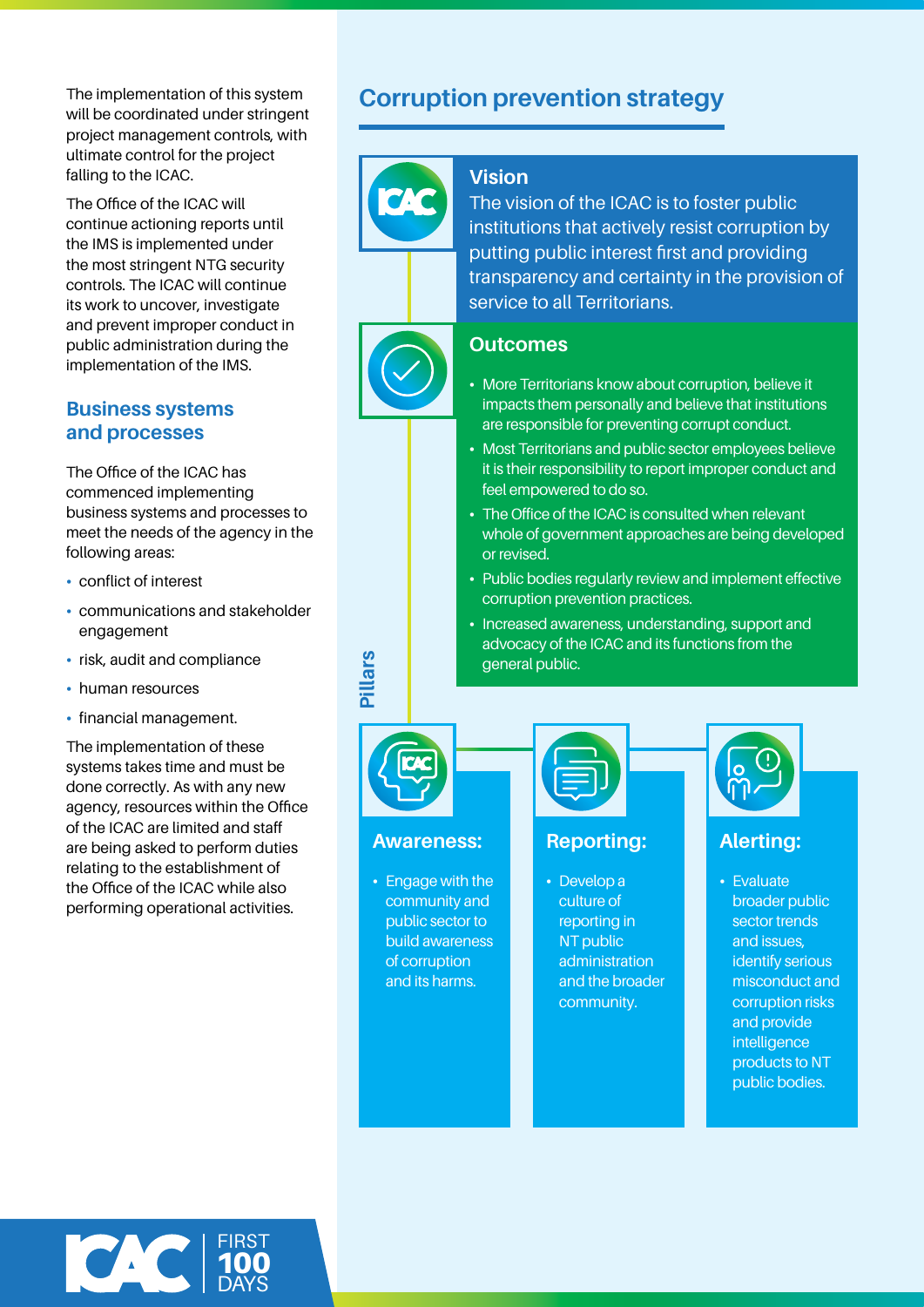The implementation of this system will be coordinated under stringent project management controls, with ultimate control for the project falling to the ICAC.

The Office of the ICAC will continue actioning reports until the IMS is implemented under the most stringent NTG security controls. The ICAC will continue its work to uncover, investigate and prevent improper conduct in public administration during the implementation of the IMS.

## Business systems and processes

The Office of the ICAC has commenced implementing business systems and processes to meet the needs of the agency in the following areas:

- conflict of interest
- communications and stakeholder engagement
- risk, audit and compliance
- human resources
- financial management.

The implementation of these systems takes time and must be done correctly. As with any new agency, resources within the Office of the ICAC are limited and staff are being asked to perform duties relating to the establishment of the Office of the ICAC while also performing operational activities.

## Corruption prevention strategy

### Vision

The vision of the ICAC is to foster public institutions that actively resist corruption by putting public interest first and providing transparency and certainty in the provision of service to all Territorians.

### Outcomes

- More Territorians know about corruption, believe it impacts them personally and believe that institutions are responsible for preventing corrupt conduct.
- Most Territorians and public sector employees believe it is their responsibility to report improper conduct and feel empowered to do so.
- The Office of the ICAC is consulted when relevant whole of government approaches are being developed or revised.
- Public bodies regularly review and implement effective corruption prevention practices.
- Increased awareness, understanding, support and advocacy of the ICAC and its functions from the general public.

### Pillars

**Awareness:**

- Engage with the community and public sector to build awareness of corruption and its harms.

**Reporting:**

- Develop a culture of reporting in NT public administration and the broader community.

**Alerting:**

- Evaluate broader public sector trends and issues, identify serious misconduct and corruption risks and provide intelligence products to NT public bodies.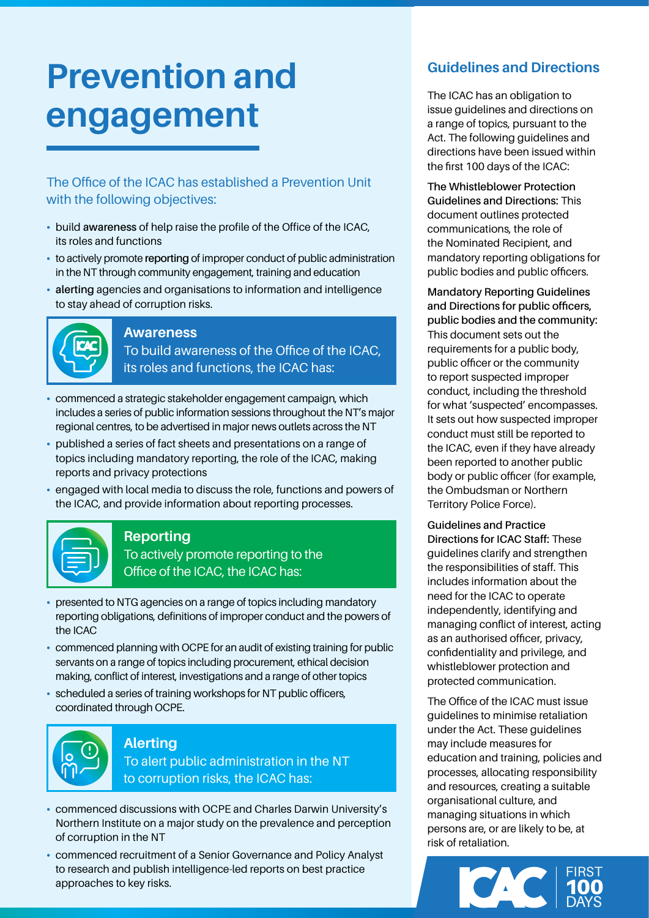# Prevention and engagement

The Office of the ICAC has established a Prevention Unit with the following objectives:

- build **awareness** of help raise the profile of the Office of the ICAC, its roles and functions
- to actively promote **reporting** of improper conduct of public administration in the NT through community engagement, training and education
- **alerting** agencies and organisations to information and intelligence to stay ahead of corruption risks.

### Awareness

To build awareness of the Office of the ICAC, its roles and functions, the ICAC has:

- commenced a strategic stakeholder engagement campaign, which includes a series of public information sessions throughout the NT's major regional centres, to be advertised in major news outlets across the NT
- published a series of fact sheets and presentations on a range of topics including mandatory reporting, the role of the ICAC, making reports and privacy protections
- engaged with local media to discuss the role, functions and powers of the ICAC, and provide information about reporting processes.

### Reporting

To actively promote reporting to the Office of the ICAC, the ICAC has:

- presented to NTG agencies on a range of topics including mandatory reporting obligations, definitions of improper conduct and the powers of the ICAC
- commenced planning with OCPE for an audit of existing training for public servants on a range of topics including procurement, ethical decision making, conflict of interest, investigations and a range of other topics
- scheduled a series of training workshops for NT public officers, coordinated through OCPE.

### Alerting

To alert public administration in the NT to corruption risks, the ICAC has:

- commenced discussions with OCPE and Charles Darwin University's Northern Institute on a major study on the prevalence and perception of corruption in the NT
- commenced recruitment of a Senior Governance and Policy Analyst to research and publish intelligence-led reports on best practice approaches to key risks.

## Guidelines and Directions

The ICAC has an obligation to issue guidelines and directions on a range of topics, pursuant to the Act. The following guidelines and directions have been issued within the first 100 days of the ICAC:

**The Whistleblower Protection Guidelines and Directions:** This document outlines protected communications, the role of the Nominated Recipient, and mandatory reporting obligations for public bodies and public officers.

**Mandatory Reporting Guidelines and Directions for public officers, public bodies and the community:** This document sets out the requirements for a public body, public officer or the community to report suspected improper conduct, including the threshold for what 'suspected' encompasses. It sets out how suspected improper conduct must still be reported to the ICAC, even if they have already been reported to another public body or public officer (for example, the Ombudsman or Northern Territory Police Force).

**Guidelines and Practice Directions for ICAC Staff:** These guidelines clarify and strengthen the responsibilities of staff. This includes information about the need for the ICAC to operate independently, identifying and managing conflict of interest, acting as an authorised officer, privacy, confidentiality and privilege, and whistleblower protection and protected communication.

The Office of the ICAC must issue guidelines to minimise retaliation under the Act. These guidelines may include measures for education and training, policies and processes, allocating responsibility and resources, creating a suitable organisational culture, and managing situations in which persons are, or are likely to be, at risk of retaliation.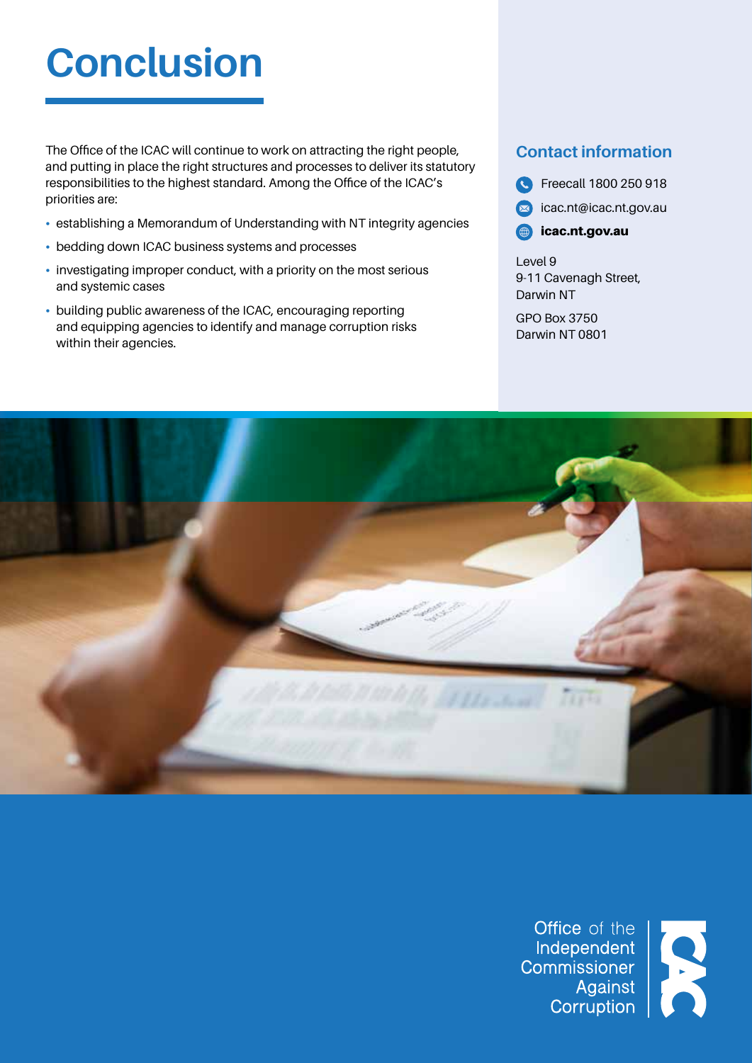# Conclusion

The Office of the ICAC will continue to work on attracting the right people, and putting in place the right structures and processes to deliver its statutory responsibilities to the highest standard. Among the Office of the ICAC's priorities are:

- establishing a Memorandum of Understanding with NT integrity agencies
- bedding down ICAC business systems and processes
- investigating improper conduct, with a priority on the most serious and systemic cases
- building public awareness of the ICAC, encouraging reporting and equipping agencies to identify and manage corruption risks within their agencies.

## Contact information

Freecall 1800 250 918

icac.nt@icac.nt.gov.au

**icac.nt.gov.au**

Level 9
9-11 Cavenagh Street,
Darwin NT

GPO Box 3750
Darwin NT 0801

Office of the Independent Commissioner Against Corruption